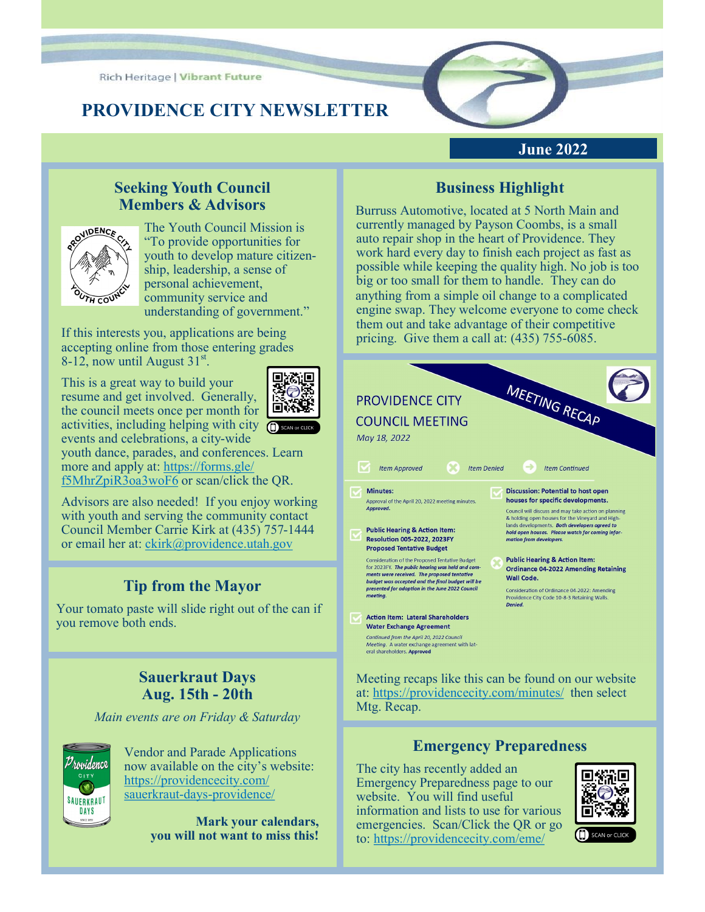Rich Heritage | Vibrant Future

# PROVIDENCE CITY NEWSLETTER

**June 2022**

## Seeking Youth Council Members & Advisors

The Youth Council Mission is "To provide opportunities for youth to develop mature citizenship, leadership, a sense of personal achievement, community service and understanding of government."

If this interests you, applications are being accepting online from those entering grades 8-12, now until August 31st.

This is a great way to build your resume and get involved. Generally, the council meets once per month for activities, including helping with city events and celebrations, a city-wide youth dance, parades, and conferences. Learn more and apply at: https://forms.gle/f5MhrZpiR3oa3woF6 or scan/click the QR.

SCAN or CLICK

Advisors are also needed! If you enjoy working with youth and serving the community contact Council Member Carrie Kirk at (435) 757-1444 or email her at: ckirk@providence.utah.gov

## Tip from the Mayor

Your tomato paste will slide right out of the can if you remove both ends.

## Sauerkraut Days Aug. 15th - 20th

*Main events are on Friday & Saturday*

Vendor and Parade Applications now available on the city's website: https://providencecity.com/sauerkraut-days-providence/

**Mark your calendars, you will not want to miss this!**

## Business Highlight

Burruss Automotive, located at 5 North Main and currently managed by Payson Coombs, is a small auto repair shop in the heart of Providence. They work hard every day to finish each project as fast as possible while keeping the quality high. No job is too big or too small for them to handle. They can do anything from a simple oil change to a complicated engine swap. They welcome everyone to come check them out and take advantage of their competitive pricing. Give them a call at: (435) 755-6085.

## PROVIDENCE CITY COUNCIL MEETING — MEETING RECAP

*May 18, 2022*

*Item Approved* | *Item Denied* | *Item Continued*

**Minutes:**
Approval of the April 20, 2022 meeting minutes. ***Approved.***

**Public Hearing & Action Item: Resolution 005-2022, 2023FY Proposed Tentative Budget**
Consideration of the Proposed Tentative Budget for 2023FY. ***The public hearing was held and comments were received. The proposed tentative budget was accepted and the final budget will be presented for adoption in the June 2022 Council meeting.***

**Action Item: Lateral Shareholders Water Exchange Agreement**
*Continued from the April 20, 2022 Council Meeting.* A water exchange agreement with lateral shareholders. **Approved**

**Discussion: Potential to host open houses for specific developments.**
Council will discuss and may take action on planning & holding open houses for the Vineyard and Highlands developments. ***Both developers agreed to hold open houses. Please watch for coming information from developers.***

**Public Hearing & Action Item: Ordinance 04-2022 Amending Retaining Wall Code.**
Consideration of Ordinance 04-2022: Amending Providence City Code 10-8-3 Retaining Walls. ***Denied.***

Meeting recaps like this can be found on our website at: https://providencecity.com/minutes/ then select Mtg. Recap.

## Emergency Preparedness

The city has recently added an Emergency Preparedness page to our website. You will find useful information and lists to use for various emergencies. Scan/Click the QR or go to: https://providencecity.com/eme/

SCAN or CLICK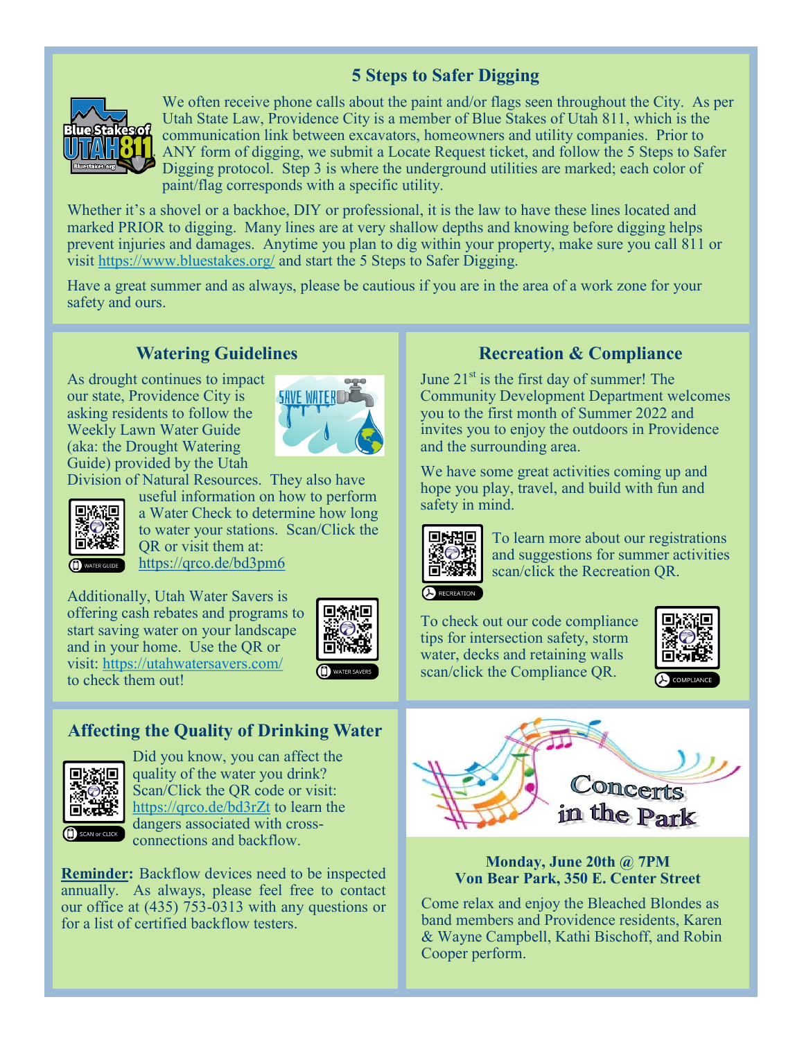## 5 Steps to Safer Digging

We often receive phone calls about the paint and/or flags seen throughout the City. As per Utah State Law, Providence City is a member of Blue Stakes of Utah 811, which is the communication link between excavators, homeowners and utility companies. Prior to ANY form of digging, we submit a Locate Request ticket, and follow the 5 Steps to Safer Digging protocol. Step 3 is where the underground utilities are marked; each color of paint/flag corresponds with a specific utility.

Whether it's a shovel or a backhoe, DIY or professional, it is the law to have these lines located and marked PRIOR to digging. Many lines are at very shallow depths and knowing before digging helps prevent injuries and damages. Anytime you plan to dig within your property, make sure you call 811 or visit https://www.bluestakes.org/ and start the 5 Steps to Safer Digging.

Have a great summer and as always, please be cautious if you are in the area of a work zone for your safety and ours.

## Watering Guidelines

As drought continues to impact our state, Providence City is asking residents to follow the Weekly Lawn Water Guide (aka: the Drought Watering Guide) provided by the Utah Division of Natural Resources. They also have useful information on how to perform a Water Check to determine how long to water your stations. Scan/Click the QR or visit them at: https://qrco.de/bd3pm6

WATER GUIDE

Additionally, Utah Water Savers is offering cash rebates and programs to start saving water on your landscape and in your home. Use the QR or visit: https://utahwatersavers.com/ to check them out!

WATER SAVERS

## Recreation & Compliance

June 21st is the first day of summer! The Community Development Department welcomes you to the first month of Summer 2022 and invites you to enjoy the outdoors in Providence and the surrounding area.

We have some great activities coming up and hope you play, travel, and build with fun and safety in mind.

To learn more about our registrations and suggestions for summer activities scan/click the Recreation QR.

RECREATION

To check out our code compliance tips for intersection safety, storm water, decks and retaining walls scan/click the Compliance QR.

COMPLIANCE

## Affecting the Quality of Drinking Water

Did you know, you can affect the quality of the water you drink? Scan/Click the QR code or visit: https://qrco.de/bd3rZt to learn the dangers associated with cross-connections and backflow.

SCAN or CLICK

**Reminder:** Backflow devices need to be inspected annually. As always, please feel free to contact our office at (435) 753-0313 with any questions or for a list of certified backflow testers.

## Concerts in the Park

**Monday, June 20th @ 7PM**
**Von Bear Park, 350 E. Center Street**

Come relax and enjoy the Bleached Blondes as band members and Providence residents, Karen & Wayne Campbell, Kathi Bischoff, and Robin Cooper perform.